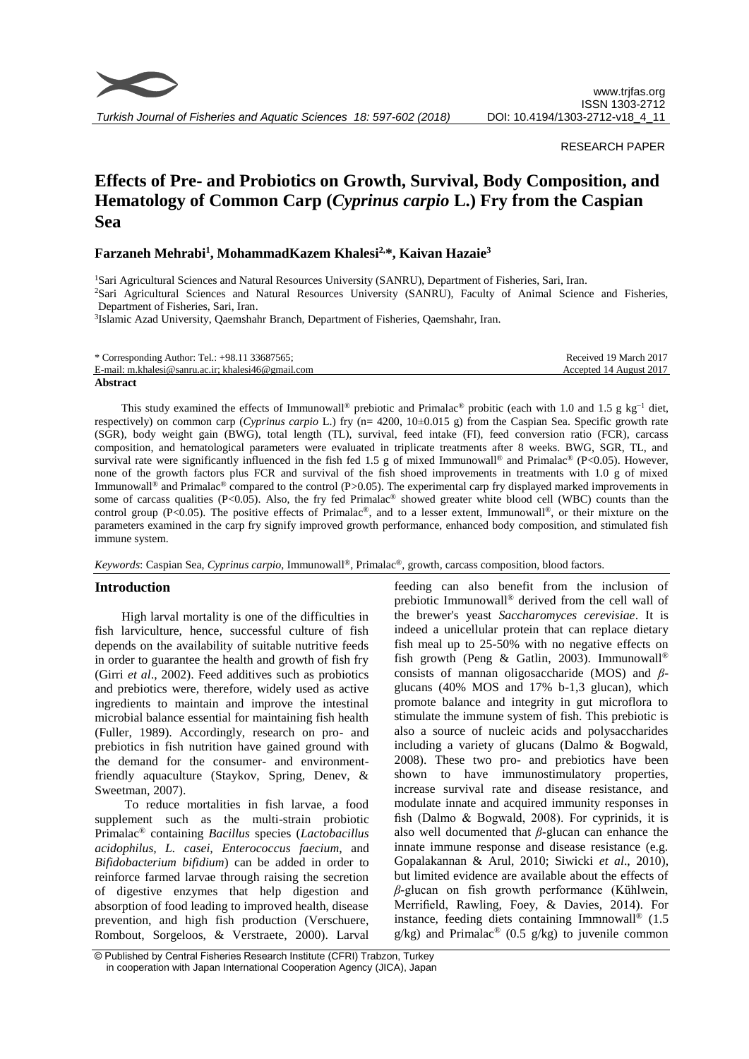RESEARCH PAPER

# Effects of Pre- and Probiotics on Growth, Survival, Body Composition, and Hematology of Common Carp (*Cyprinus carpio* L.) Fry from the Caspian Sea

**Farzaneh Mehrabi[1], MohammadKazem Khalesi[2,*], Kaivan Hazaie[3]**

[1]Sari Agricultural Sciences and Natural Resources University (SANRU), Department of Fisheries, Sari, Iran.
[2]Sari Agricultural Sciences and Natural Resources University (SANRU), Faculty of Animal Science and Fisheries, Department of Fisheries, Sari, Iran.
[3]Islamic Azad University, Qaemshahr Branch, Department of Fisheries, Qaemshahr, Iran.

\* Corresponding Author: Tel.: +98.11 33687565;
E-mail: m.khalesi@sanru.ac.ir; khalesi46@gmail.com

Received 19 March 2017
Accepted 14 August 2017

**Abstract**

This study examined the effects of Immunowall® prebiotic and Primalac® probitic (each with 1.0 and 1.5 g kg$^{-1}$ diet, respectively) on common carp (*Cyprinus carpio* L.) fry (n= 4200, 10±0.015 g) from the Caspian Sea. Specific growth rate (SGR), body weight gain (BWG), total length (TL), survival, feed intake (FI), feed conversion ratio (FCR), carcass composition, and hematological parameters were evaluated in triplicate treatments after 8 weeks. BWG, SGR, TL, and survival rate were significantly influenced in the fish fed 1.5 g of mixed Immunowall® and Primalac® ($P<0.05$). However, none of the growth factors plus FCR and survival of the fish shoed improvements in treatments with 1.0 g of mixed Immunowall® and Primalac® compared to the control ($P>0.05$). The experimental carp fry displayed marked improvements in some of carcass qualities ($P<0.05$). Also, the fry fed Primalac® showed greater white blood cell (WBC) counts than the control group ($P<0.05$). The positive effects of Primalac®, and to a lesser extent, Immunowall®, or their mixture on the parameters examined in the carp fry signify improved growth performance, enhanced body composition, and stimulated fish immune system.

*Keywords*: Caspian Sea, *Cyprinus carpio*, Immunowall®, Primalac®, growth, carcass composition, blood factors.

## Introduction

High larval mortality is one of the difficulties in fish larviculture, hence, successful culture of fish depends on the availability of suitable nutritive feeds in order to guarantee the health and growth of fish fry (Girri *et al*., 2002). Feed additives such as probiotics and prebiotics were, therefore, widely used as active ingredients to maintain and improve the intestinal microbial balance essential for maintaining fish health (Fuller, 1989). Accordingly, research on pro- and prebiotics in fish nutrition have gained ground with the demand for the consumer- and environment-friendly aquaculture (Staykov, Spring, Denev, & Sweetman, 2007).

To reduce mortalities in fish larvae, a food supplement such as the multi-strain probiotic Primalac® containing *Bacillus* species (*Lactobacillus acidophilus, L. casei, Enterococcus faecium*, and *Bifidobacterium bifidium*) can be added in order to reinforce farmed larvae through raising the secretion of digestive enzymes that help digestion and absorption of food leading to improved health, disease prevention, and high fish production (Verschuere, Rombout, Sorgeloos, & Verstraete, 2000). Larval feeding can also benefit from the inclusion of prebiotic Immunowall® derived from the cell wall of the brewer's yeast *Saccharomyces cerevisiae*. It is indeed a unicellular protein that can replace dietary fish meal up to 25-50% with no negative effects on fish growth (Peng & Gatlin, 2003). Immunowall® consists of mannan oligosaccharide (MOS) and *β*-glucans (40% MOS and 17% b-1,3 glucan), which promote balance and integrity in gut microflora to stimulate the immune system of fish. This prebiotic is also a source of nucleic acids and polysaccharides including a variety of glucans (Dalmo & Bogwald, 2008). These two pro- and prebiotics have been shown to have immunostimulatory properties, increase survival rate and disease resistance, and modulate innate and acquired immunity responses in fish (Dalmo & Bogwald, 2008). For cyprinids, it is also well documented that *β*-glucan can enhance the innate immune response and disease resistance (e.g. Gopalakannan & Arul, 2010; Siwicki *et al*., 2010), but limited evidence are available about the effects of *β*-glucan on fish growth performance (Kühlwein, Merrifield, Rawling, Foey, & Davies, 2014). For instance, feeding diets containing Immnowall® (1.5 g/kg) and Primalac® (0.5 g/kg) to juvenile common

© Published by Central Fisheries Research Institute (CFRI) Trabzon, Turkey in cooperation with Japan International Cooperation Agency (JICA), Japan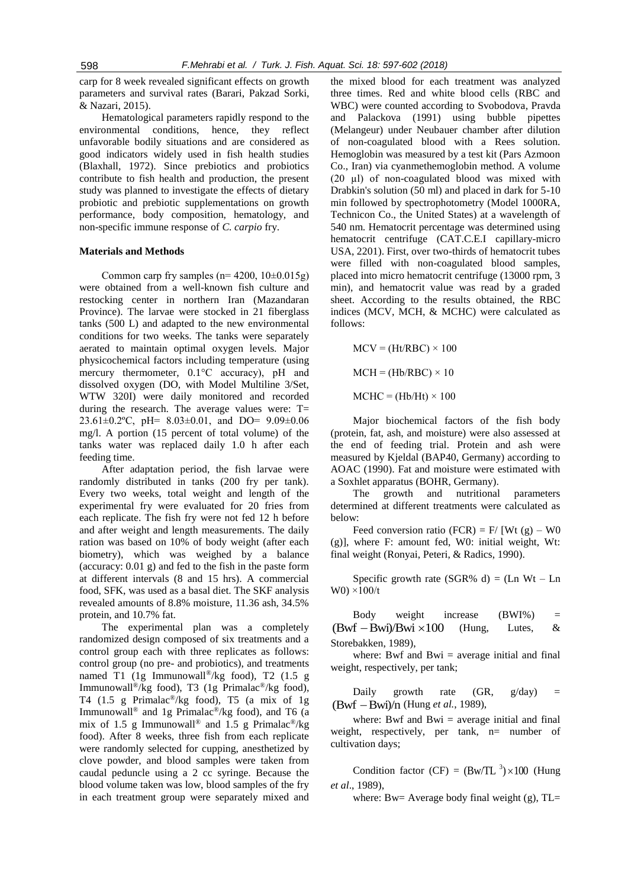carp for 8 week revealed significant effects on growth parameters and survival rates (Barari, Pakzad Sorki, & Nazari, 2015).

Hematological parameters rapidly respond to the environmental conditions, hence, they reflect unfavorable bodily situations and are considered as good indicators widely used in fish health studies (Blaxhall, 1972). Since prebiotics and probiotics contribute to fish health and production, the present study was planned to investigate the effects of dietary probiotic and prebiotic supplementations on growth performance, body composition, hematology, and non-specific immune response of *C. carpio* fry.

## Materials and Methods

Common carp fry samples (n= 4200, 10±0.015g) were obtained from a well-known fish culture and restocking center in northern Iran (Mazandaran Province). The larvae were stocked in 21 fiberglass tanks (500 L) and adapted to the new environmental conditions for two weeks. The tanks were separately aerated to maintain optimal oxygen levels. Major physicochemical factors including temperature (using mercury thermometer, 0.1°C accuracy), pH and dissolved oxygen (DO, with Model Multiline 3/Set, WTW 320I) were daily monitored and recorded during the research. The average values were: T= 23.61±0.2ºC, pH= 8.03±0.01, and DO= 9.09±0.06 mg/l. A portion (15 percent of total volume) of the tanks water was replaced daily 1.0 h after each feeding time.

After adaptation period, the fish larvae were randomly distributed in tanks (200 fry per tank). Every two weeks, total weight and length of the experimental fry were evaluated for 20 fries from each replicate. The fish fry were not fed 12 h before and after weight and length measurements. The daily ration was based on 10% of body weight (after each biometry), which was weighed by a balance (accuracy: 0.01 g) and fed to the fish in the paste form at different intervals (8 and 15 hrs). A commercial food, SFK, was used as a basal diet. The SKF analysis revealed amounts of 8.8% moisture, 11.36 ash, 34.5% protein, and 10.7% fat.

The experimental plan was a completely randomized design composed of six treatments and a control group each with three replicates as follows: control group (no pre- and probiotics), and treatments named T1 (1g Immunowall®/kg food), T2 (1.5 g Immunowall®/kg food), T3 (1g Primalac®/kg food), T4 (1.5 g Primalac®/kg food), T5 (a mix of 1g Immunowall® and 1g Primalac®/kg food), and T6 (a mix of 1.5 g Immunowall® and 1.5 g Primalac®/kg food). After 8 weeks, three fish from each replicate were randomly selected for cupping, anesthetized by clove powder, and blood samples were taken from caudal peduncle using a 2 cc syringe. Because the blood volume taken was low, blood samples of the fry in each treatment group were separately mixed and the mixed blood for each treatment was analyzed three times. Red and white blood cells (RBC and WBC) were counted according to Svobodova, Pravda and Palackova (1991) using bubble pipettes (Melangeur) under Neubauer chamber after dilution of non-coagulated blood with a Rees solution. Hemoglobin was measured by a test kit (Pars Azmoon Co., Iran) via cyanmethemoglobin method. A volume (20 µl) of non-coagulated blood was mixed with Drabkin's solution (50 ml) and placed in dark for 5-10 min followed by spectrophotometry (Model 1000RA, Technicon Co., the United States) at a wavelength of 540 nm. Hematocrit percentage was determined using hematocrit centrifuge (CAT.C.E.I capillary-micro USA, 2201). First, over two-thirds of hematocrit tubes were filled with non-coagulated blood samples, placed into micro hematocrit centrifuge (13000 rpm, 3 min), and hematocrit value was read by a graded sheet. According to the results obtained, the RBC indices (MCV, MCH, & MCHC) were calculated as follows:

$$MCV = (Ht/RBC) \times 100$$

$$MCH = (Hb/RBC) \times 10$$

$$MCHC = (Hb/Ht) \times 100$$

Major biochemical factors of the fish body (protein, fat, ash, and moisture) were also assessed at the end of feeding trial. Protein and ash were measured by Kjeldal (BAP40, Germany) according to AOAC (1990). Fat and moisture were estimated with a Soxhlet apparatus (BOHR, Germany).

The growth and nutritional parameters determined at different treatments were calculated as below:

Feed conversion ratio (FCR) = F/ [Wt (g) – W0 (g)], where F: amount fed, W0: initial weight, Wt: final weight (Ronyai, Peteri, & Radics, 1990).

Specific growth rate (SGR% d) = (Ln Wt – Ln W0) ×100/t

Body weight increase (BWI%) = $(Bwf - Bwi)/Bwi \times 100$ (Hung, Lutes, & Storebakken, 1989),

where: Bwf and Bwi = average initial and final weight, respectively, per tank;

Daily growth rate (GR, g/day) = $(Bwf - Bwi)/n$ (Hung *et al.*, 1989),

where: Bwf and Bwi = average initial and final weight, respectively, per tank, n= number of cultivation days;

Condition factor (CF) = $(Bw/TL^{3}) \times 100$ (Hung *et al*., 1989),

where: Bw= Average body final weight (g), TL=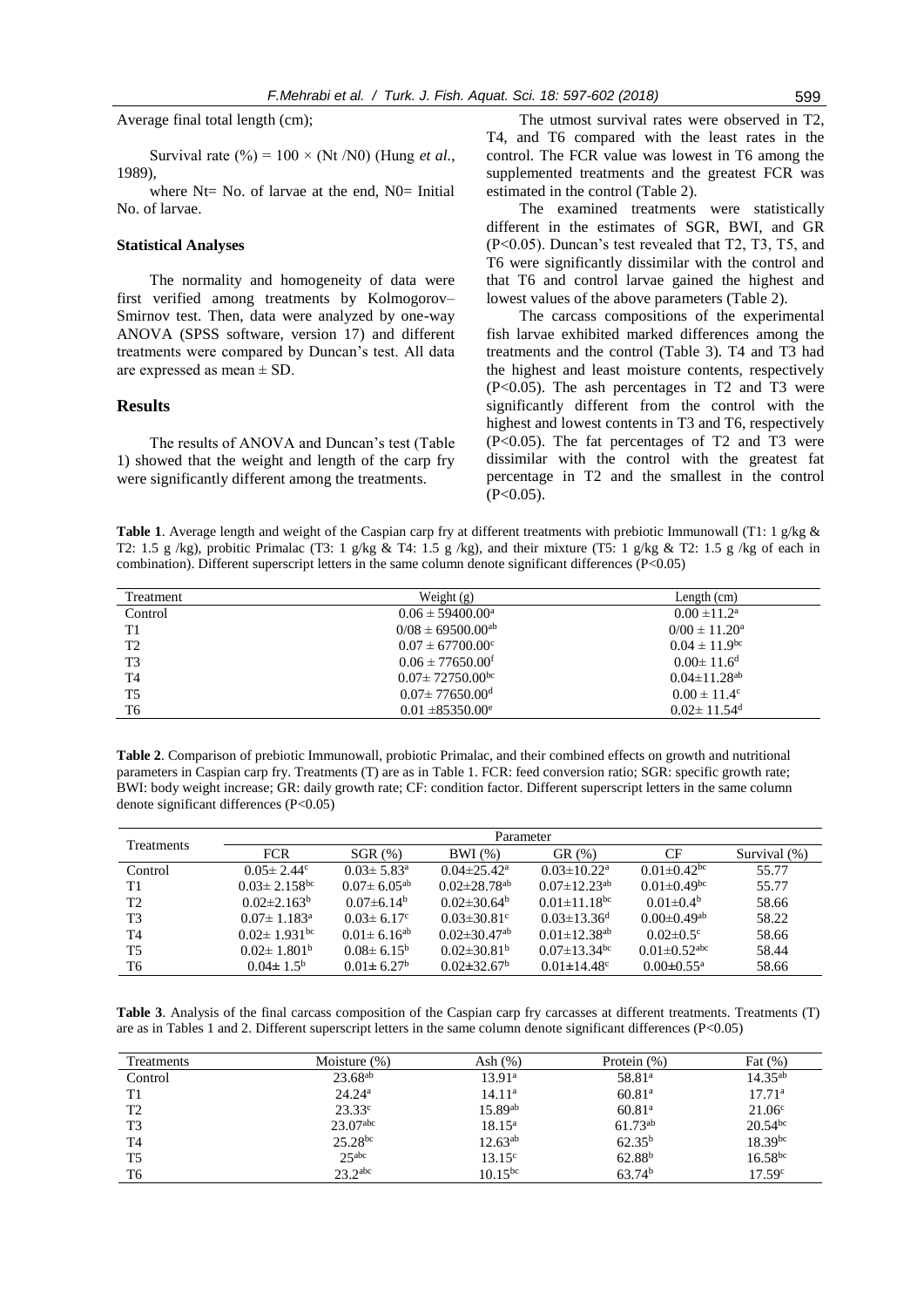Average final total length (cm);

Survival rate (%) = 100 × (Nt /N0) (Hung *et al.*, 1989),

where Nt= No. of larvae at the end, N0= Initial No. of larvae.

### Statistical Analyses

The normality and homogeneity of data were first verified among treatments by Kolmogorov–Smirnov test. Then, data were analyzed by one-way ANOVA (SPSS software, version 17) and different treatments were compared by Duncan's test. All data are expressed as mean ± SD.

## Results

The results of ANOVA and Duncan's test (Table 1) showed that the weight and length of the carp fry were significantly different among the treatments.

The utmost survival rates were observed in T2, T4, and T6 compared with the least rates in the control. The FCR value was lowest in T6 among the supplemented treatments and the greatest FCR was estimated in the control (Table 2).

The examined treatments were statistically different in the estimates of SGR, BWI, and GR (P<0.05). Duncan's test revealed that T2, T3, T5, and T6 were significantly dissimilar with the control and that T6 and control larvae gained the highest and lowest values of the above parameters (Table 2).

The carcass compositions of the experimental fish larvae exhibited marked differences among the treatments and the control (Table 3). T4 and T3 had the highest and least moisture contents, respectively (P<0.05). The ash percentages in T2 and T3 were significantly different from the control with the highest and lowest contents in T3 and T6, respectively (P<0.05). The fat percentages of T2 and T3 were dissimilar with the control with the greatest fat percentage in T2 and the smallest in the control (P<0.05).

**Table 1**. Average length and weight of the Caspian carp fry at different treatments with prebiotic Immunowall (T1: 1 g/kg & T2: 1.5 g /kg), probitic Primalac (T3: 1 g/kg & T4: 1.5 g /kg), and their mixture (T5: 1 g/kg & T2: 1.5 g /kg of each in combination). Different superscript letters in the same column denote significant differences (P<0.05)

| Treatment | Weight (g) | Length (cm) |
|---|---|---|
| Control | $0.06 \pm 59400.00^{a}$ | $0.00 \pm 11.2^{a}$ |
| T1 | $0/08 \pm 69500.00^{ab}$ | $0/00 \pm 11.20^{a}$ |
| T2 | $0.07 \pm 67700.00^{c}$ | $0.04 \pm 11.9^{bc}$ |
| T3 | $0.06 \pm 77650.00^{f}$ | $0.00 \pm 11.6^{d}$ |
| T4 | $0.07 \pm 72750.00^{bc}$ | $0.04 \pm 11.28^{ab}$ |
| T5 | $0.07 \pm 77650.00^{d}$ | $0.00 \pm 11.4^{c}$ |
| T6 | $0.01 \pm 85350.00^{e}$ | $0.02 \pm 11.54^{d}$ |

**Table 2**. Comparison of prebiotic Immunowall, probiotic Primalac, and their combined effects on growth and nutritional parameters in Caspian carp fry. Treatments (T) are as in Table 1. FCR: feed conversion ratio; SGR: specific growth rate; BWI: body weight increase; GR: daily growth rate; CF: condition factor. Different superscript letters in the same column denote significant differences (P<0.05)

| Treatments | Parameter | | | | | |
|---|---|---|---|---|---|---|
| | FCR | SGR (%) | BWI (%) | GR (%) | CF | Survival (%) |
| Control | $0.05 \pm 2.44^{c}$ | $0.03 \pm 5.83^{a}$ | $0.04 \pm 25.42^{a}$ | $0.03 \pm 10.22^{a}$ | $0.01 \pm 0.42^{bc}$ | 55.77 |
| T1 | $0.03 \pm 2.158^{bc}$ | $0.07 \pm 6.05^{ab}$ | $0.02 \pm 28.78^{ab}$ | $0.07 \pm 12.23^{ab}$ | $0.01 \pm 0.49^{bc}$ | 55.77 |
| T2 | $0.02 \pm 2.163^{b}$ | $0.07 \pm 6.14^{b}$ | $0.02 \pm 30.64^{b}$ | $0.01 \pm 11.18^{bc}$ | $0.01 \pm 0.4^{b}$ | 58.66 |
| T3 | $0.07 \pm 1.183^{a}$ | $0.03 \pm 6.17^{c}$ | $0.03 \pm 30.81^{c}$ | $0.03 \pm 13.36^{d}$ | $0.00 \pm 0.49^{ab}$ | 58.22 |
| T4 | $0.02 \pm 1.931^{bc}$ | $0.01 \pm 6.16^{ab}$ | $0.02 \pm 30.47^{ab}$ | $0.01 \pm 12.38^{ab}$ | $0.02 \pm 0.5^{c}$ | 58.66 |
| T5 | $0.02 \pm 1.801^{b}$ | $0.08 \pm 6.15^{b}$ | $0.02 \pm 30.81^{b}$ | $0.07 \pm 13.34^{bc}$ | $0.01 \pm 0.52^{abc}$ | 58.44 |
| T6 | $0.04 \pm 1.5^{b}$ | $0.01 \pm 6.27^{b}$ | $0.02 \pm 32.67^{b}$ | $0.01 \pm 14.48^{c}$ | $0.00 \pm 0.55^{a}$ | 58.66 |

**Table 3**. Analysis of the final carcass composition of the Caspian carp fry carcasses at different treatments. Treatments (T) are as in Tables 1 and 2. Different superscript letters in the same column denote significant differences (P<0.05)

| Treatments | Moisture (%) | Ash (%) | Protein (%) | Fat (%) |
|---|---|---|---|---|
| Control | $23.68^{ab}$ | $13.91^{a}$ | $58.81^{a}$ | $14.35^{ab}$ |
| T1 | $24.24^{a}$ | $14.11^{a}$ | $60.81^{a}$ | $17.71^{a}$ |
| T2 | $23.33^{c}$ | $15.89^{ab}$ | $60.81^{a}$ | $21.06^{c}$ |
| T3 | $23.07^{abc}$ | $18.15^{a}$ | $61.73^{ab}$ | $20.54^{bc}$ |
| T4 | $25.28^{bc}$ | $12.63^{ab}$ | $62.35^{b}$ | $18.39^{bc}$ |
| T5 | $25^{abc}$ | $13.15^{c}$ | $62.88^{b}$ | $16.58^{bc}$ |
| T6 | $23.2^{abc}$ | $10.15^{bc}$ | $63.74^{b}$ | $17.59^{c}$ |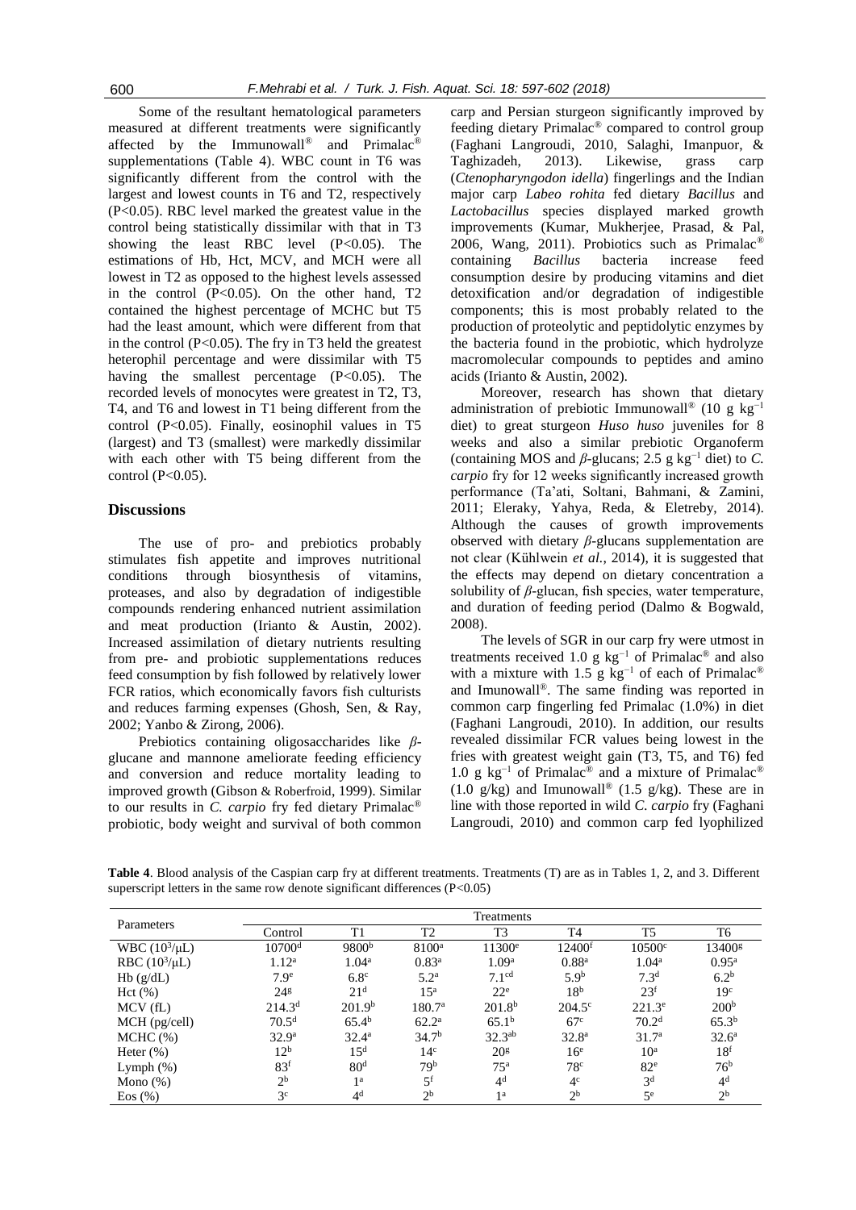Some of the resultant hematological parameters measured at different treatments were significantly affected by the Immunowall® and Primalac® supplementations (Table 4). WBC count in T6 was significantly different from the control with the largest and lowest counts in T6 and T2, respectively ($P<0.05$). RBC level marked the greatest value in the control being statistically dissimilar with that in T3 showing the least RBC level ($P<0.05$). The estimations of Hb, Hct, MCV, and MCH were all lowest in T2 as opposed to the highest levels assessed in the control ($P<0.05$). On the other hand, T2 contained the highest percentage of MCHC but T5 had the least amount, which were different from that in the control ($P<0.05$). The fry in T3 held the greatest heterophil percentage and were dissimilar with T5 having the smallest percentage ($P<0.05$). The recorded levels of monocytes were greatest in T2, T3, T4, and T6 and lowest in T1 being different from the control ($P<0.05$). Finally, eosinophil values in T5 (largest) and T3 (smallest) were markedly dissimilar with each other with T5 being different from the control ($P<0.05$).

## Discussions

The use of pro- and prebiotics probably stimulates fish appetite and improves nutritional conditions through biosynthesis of vitamins, proteases, and also by degradation of indigestible compounds rendering enhanced nutrient assimilation and meat production (Irianto & Austin, 2002). Increased assimilation of dietary nutrients resulting from pre- and probiotic supplementations reduces feed consumption by fish followed by relatively lower FCR ratios, which economically favors fish culturists and reduces farming expenses (Ghosh, Sen, & Ray, 2002; Yanbo & Zirong, 2006).

Prebiotics containing oligosaccharides like *β*-glucane and mannone ameliorate feeding efficiency and conversion and reduce mortality leading to improved growth (Gibson & Roberfroid, 1999). Similar to our results in *C. carpio* fry fed dietary Primalac® probiotic, body weight and survival of both common carp and Persian sturgeon significantly improved by feeding dietary Primalac® compared to control group (Faghani Langroudi, 2010, Salaghi, Imanpuor, & Taghizadeh, 2013). Likewise, grass carp (*Ctenopharyngodon idella*) fingerlings and the Indian major carp *Labeo rohita* fed dietary *Bacillus* and *Lactobacillus* species displayed marked growth improvements (Kumar, Mukherjee, Prasad, & Pal, 2006, Wang, 2011). Probiotics such as Primalac® containing *Bacillus* bacteria increase feed consumption desire by producing vitamins and diet detoxification and/or degradation of indigestible components; this is most probably related to the production of proteolytic and peptidolytic enzymes by the bacteria found in the probiotic, which hydrolyze macromolecular compounds to peptides and amino acids (Irianto & Austin, 2002).

Moreover, research has shown that dietary administration of prebiotic Immunowall® (10 g $kg^{-1}$ diet) to great sturgeon *Huso huso* juveniles for 8 weeks and also a similar prebiotic Organoferm (containing MOS and *β*-glucans; 2.5 g $kg^{-1}$ diet) to *C. carpio* fry for 12 weeks significantly increased growth performance (Ta'ati, Soltani, Bahmani, & Zamini, 2011; Eleraky, Yahya, Reda, & Eletreby, 2014). Although the causes of growth improvements observed with dietary *β*-glucans supplementation are not clear (Kühlwein *et al.*, 2014), it is suggested that the effects may depend on dietary concentration a solubility of *β*-glucan, fish species, water temperature, and duration of feeding period (Dalmo & Bogwald, 2008).

The levels of SGR in our carp fry were utmost in treatments received 1.0 g $kg^{-1}$ of Primalac® and also with a mixture with 1.5 g $kg^{-1}$ of each of Primalac® and Imunowall®. The same finding was reported in common carp fingerling fed Primalac (1.0%) in diet (Faghani Langroudi, 2010). In addition, our results revealed dissimilar FCR values being lowest in the fries with greatest weight gain (T3, T5, and T6) fed 1.0 g $kg^{-1}$ of Primalac® and a mixture of Primalac® (1.0 g/kg) and Imunowall® (1.5 g/kg). These are in line with those reported in wild *C. carpio* fry (Faghani Langroudi, 2010) and common carp fed lyophilized

**Table 4**. Blood analysis of the Caspian carp fry at different treatments. Treatments (T) are as in Tables 1, 2, and 3. Different superscript letters in the same row denote significant differences ($P<0.05$)

| Parameters | Treatments | | | | | | |
|---|---|---|---|---|---|---|---|
| | Control | T1 | T2 | T3 | T4 | T5 | T6 |
| WBC ($10^3$/μL) | $10700^d$ | $9800^b$ | $8100^a$ | $11300^e$ | $12400^f$ | $10500^c$ | $13400^g$ |
| RBC ($10^3$/μL) | $1.12^a$ | $1.04^a$ | $0.83^a$ | $1.09^a$ | $0.88^a$ | $1.04^a$ | $0.95^a$ |
| Hb (g/dL) | $7.9^e$ | $6.8^c$ | $5.2^a$ | $7.1^{cd}$ | $5.9^b$ | $7.3^d$ | $6.2^b$ |
| Hct (%) | $24^g$ | $21^d$ | $15^a$ | $22^e$ | $18^b$ | $23^f$ | $19^c$ |
| MCV (fL) | $214.3^d$ | $201.9^b$ | $180.7^a$ | $201.8^b$ | $204.5^c$ | $221.3^e$ | $200^b$ |
| MCH (pg/cell) | $70.5^d$ | $65.4^b$ | $62.2^a$ | $65.1^b$ | $67^c$ | $70.2^d$ | $65.3^b$ |
| MCHC (%) | $32.9^a$ | $32.4^a$ | $34.7^b$ | $32.3^{ab}$ | $32.8^a$ | $31.7^a$ | $32.6^a$ |
| Heter (%) | $12^b$ | $15^d$ | $14^c$ | $20^g$ | $16^e$ | $10^a$ | $18^f$ |
| Lymph (%) | $83^f$ | $80^d$ | $79^b$ | $75^a$ | $78^c$ | $82^e$ | $76^b$ |
| Mono (%) | $2^b$ | $1^a$ | $5^f$ | $4^d$ | $4^c$ | $3^d$ | $4^d$ |
| Eos (%) | $3^c$ | $4^d$ | $2^b$ | $1^a$ | $2^b$ | $5^e$ | $2^b$ |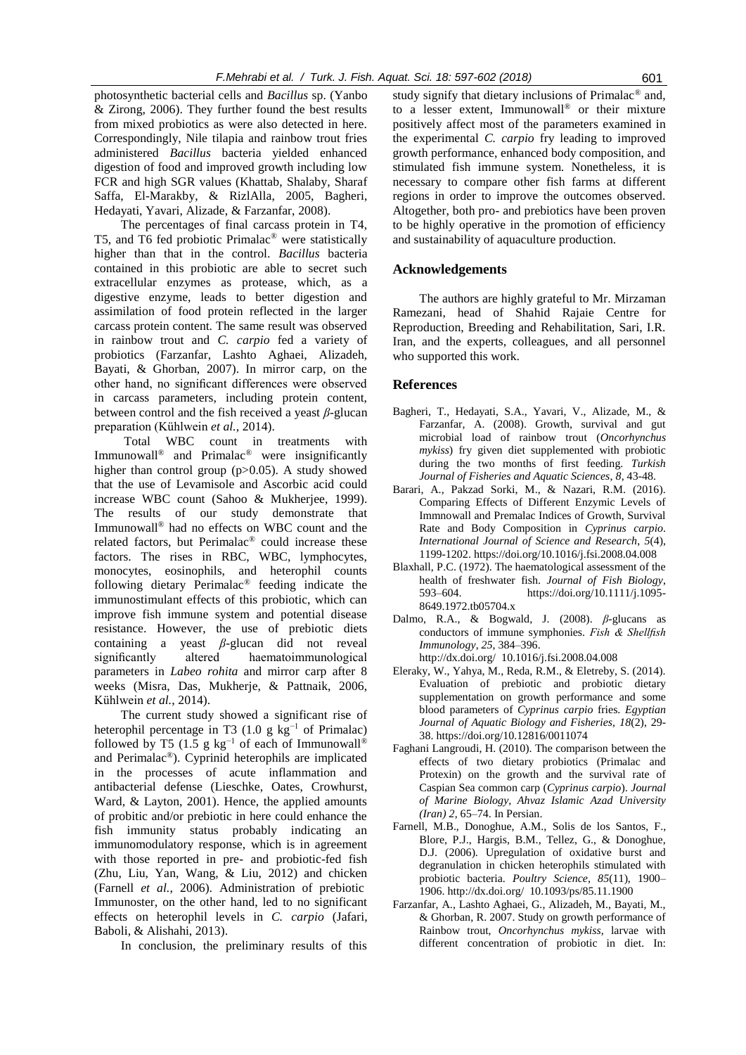photosynthetic bacterial cells and *Bacillus* sp. (Yanbo & Zirong, 2006). They further found the best results from mixed probiotics as were also detected in here. Correspondingly, Nile tilapia and rainbow trout fries administered *Bacillus* bacteria yielded enhanced digestion of food and improved growth including low FCR and high SGR values (Khattab, Shalaby, Sharaf Saffa, El-Marakby, & RizlAlla, 2005, Bagheri, Hedayati, Yavari, Alizade, & Farzanfar, 2008).

The percentages of final carcass protein in T4, T5, and T6 fed probiotic Primalac® were statistically higher than that in the control. *Bacillus* bacteria contained in this probiotic are able to secret such extracellular enzymes as protease, which, as a digestive enzyme, leads to better digestion and assimilation of food protein reflected in the larger carcass protein content. The same result was observed in rainbow trout and *C. carpio* fed a variety of probiotics (Farzanfar, Lashto Aghaei, Alizadeh, Bayati, & Ghorban, 2007). In mirror carp, on the other hand, no significant differences were observed in carcass parameters, including protein content, between control and the fish received a yeast *β*-glucan preparation (Kühlwein *et al.*, 2014).

Total WBC count in treatments with Immunowall® and Primalac® were insignificantly higher than control group ($p>0.05$). A study showed that the use of Levamisole and Ascorbic acid could increase WBC count (Sahoo & Mukherjee, 1999). The results of our study demonstrate that Immunowall® had no effects on WBC count and the related factors, but Perimalac® could increase these factors. The rises in RBC, WBC, lymphocytes, monocytes, eosinophils, and heterophil counts following dietary Perimalac® feeding indicate the immunostimulant effects of this probiotic, which can improve fish immune system and potential disease resistance. However, the use of prebiotic diets containing a yeast *β*-glucan did not reveal significantly altered haematoimmunological parameters in *Labeo rohita* and mirror carp after 8 weeks (Misra, Das, Mukherje, & Pattnaik, 2006, Kühlwein *et al.*, 2014).

The current study showed a significant rise of heterophil percentage in T3 (1.0 g $kg^{-1}$ of Primalac) followed by T5 (1.5 g $kg^{-1}$ of each of Immunowall® and Perimalac®). Cyprinid heterophils are implicated in the processes of acute inflammation and antibacterial defense (Lieschke, Oates, Crowhurst, Ward, & Layton, 2001). Hence, the applied amounts of probitic and/or prebiotic in here could enhance the fish immunity status probably indicating an immunomodulatory response, which is in agreement with those reported in pre- and probiotic-fed fish (Zhu, Liu, Yan, Wang, & Liu, 2012) and chicken (Farnell *et al.*, 2006). Administration of prebiotic Immunoster, on the other hand, led to no significant effects on heterophil levels in *C. carpio* (Jafari, Baboli, & Alishahi, 2013).

In conclusion, the preliminary results of this study signify that dietary inclusions of Primalac® and, to a lesser extent, Immunowall® or their mixture positively affect most of the parameters examined in the experimental *C. carpio* fry leading to improved growth performance, enhanced body composition, and stimulated fish immune system. Nonetheless, it is necessary to compare other fish farms at different regions in order to improve the outcomes observed. Altogether, both pro- and prebiotics have been proven to be highly operative in the promotion of efficiency and sustainability of aquaculture production.

## Acknowledgements

The authors are highly grateful to Mr. Mirzaman Ramezani, head of Shahid Rajaie Centre for Reproduction, Breeding and Rehabilitation, Sari, I.R. Iran, and the experts, colleagues, and all personnel who supported this work.

## References

Bagheri, T., Hedayati, S.A., Yavari, V., Alizade, M., & Farzanfar, A. (2008). Growth, survival and gut microbial load of rainbow trout (*Oncorhynchus mykiss*) fry given diet supplemented with probiotic during the two months of first feeding. *Turkish Journal of Fisheries and Aquatic Sciences*, *8*, 43-48.

Barari, A., Pakzad Sorki, M., & Nazari, R.M. (2016). Comparing Effects of Different Enzymic Levels of Immnowall and Premalac Indices of Growth, Survival Rate and Body Composition in *Cyprinus carpio*. *International Journal of Science and Research*, *5*(4), 1199-1202. https://doi.org/10.1016/j.fsi.2008.04.008

Blaxhall, P.C. (1972). The haematological assessment of the health of freshwater fish. *Journal of Fish Biology*, 593–604. https://doi.org/10.1111/j.1095-8649.1972.tb05704.x

Dalmo, R.A., & Bogwald, J. (2008). *β*-glucans as conductors of immune symphonies. *Fish & Shellfish Immunology*, *25*, 384–396. http://dx.doi.org/ 10.1016/j.fsi.2008.04.008

Eleraky, W., Yahya, M., Reda, R.M., & Eletreby, S. (2014). Evaluation of prebiotic and probiotic dietary supplementation on growth performance and some blood parameters of *Cyprinus carpio* fries. *Egyptian Journal of Aquatic Biology and Fisheries*, *18*(2), 29-38. https://doi.org/10.12816/0011074

Faghani Langroudi, H. (2010). The comparison between the effects of two dietary probiotics (Primalac and Protexin) on the growth and the survival rate of Caspian Sea common carp (*Cyprinus carpio*). *Journal of Marine Biology, Ahvaz Islamic Azad University (Iran) 2*, 65–74. In Persian.

Farnell, M.B., Donoghue, A.M., Solis de los Santos, F., Blore, P.J., Hargis, B.M., Tellez, G., & Donoghue, D.J. (2006). Upregulation of oxidative burst and degranulation in chicken heterophils stimulated with probiotic bacteria. *Poultry Science*, *85*(11), 1900–1906. http://dx.doi.org/ 10.1093/ps/85.11.1900

Farzanfar, A., Lashto Aghaei, G., Alizadeh, M., Bayati, M., & Ghorban, R. 2007. Study on growth performance of Rainbow trout, *Oncorhynchus mykiss*, larvae with different concentration of probiotic in diet. In: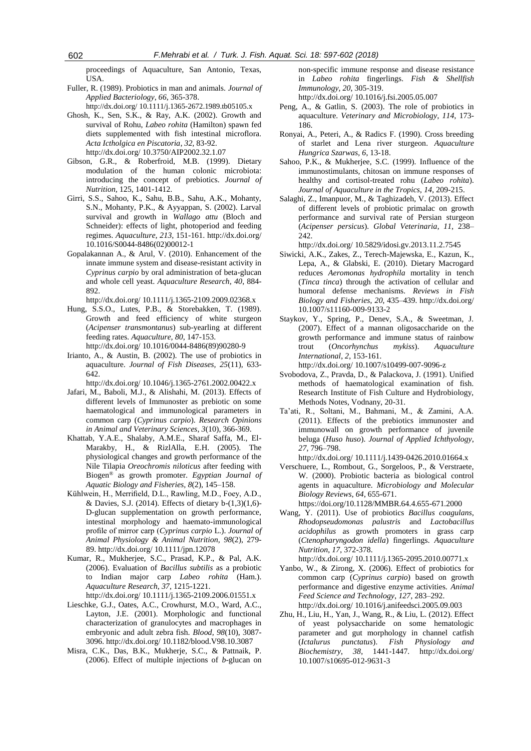proceedings of Aquaculture, San Antonio, Texas, USA.

Fuller, R. (1989). Probiotics in man and animals. *Journal of Applied Bacteriology*, *66*, 365-378. http://dx.doi.org/ 10.1111/j.1365-2672.1989.tb05105.x

Ghosh, K., Sen, S.K., & Ray, A.K. (2002). Growth and survival of Rohu, *Labeo rohita* (Hamilton) spawn fed diets supplemented with fish intestinal microflora. *Acta IcthＯlgica en Piscatoria*, *32*, 83-92. http://dx.doi.org/ 10.3750/AIP2002.32.1.07

Gibson, G.R., & Roberfroid, M.B. (1999). Dietary modulation of the human colonic microbiota: introducing the concept of prebiotics. *Journal of Nutrition*, 125, 1401-1412.

Girri, S.S., Sahoo, K., Sahu, B.B., Sahu, A.K., Mohanty, S.N., Mohanty, P.K., & Ayyappan, S. (2002). Larval survival and growth in *Wallago attu* (Bloch and Schneider): effects of light, photoperiod and feeding regimes. *Aquaculture*, *213*, 151-161. http://dx.doi.org/ 10.1016/S0044-8486(02)00012-1

Gopalakannan A., & Arul, V. (2010). Enhancement of the innate immune system and disease-resistant activity in *Cyprinus carpio* by oral administration of beta-glucan and whole cell yeast. *Aquaculture Research*, *40*, 884-892. http://dx.doi.org/ 10.1111/j.1365-2109.2009.02368.x

Hung, S.S.O., Lutes, P.B., & Storebakken, T. (1989). Growth and feed efficiency of white sturgeon (*Acipenser transmontanus*) sub-yearling at different feeding rates. *Aquaculture*, *80*, 147-153. http://dx.doi.org/ 10.1016/0044-8486(89)90280-9

Irianto, A., & Austin, B. (2002). The use of probiotics in aquaculture. *Journal of Fish Diseases*, *25*(11), 633-642. http://dx.doi.org/ 10.1046/j.1365-2761.2002.00422.x

Jafari, M., Baboli, M.J., & Alishahi, M. (2013). Effects of different levels of Immunoster as prebiotic on some haematological and immunological parameters in common carp (*Cyprinus carpio*). *Research Opinions in Animal and Veterinary Sciences*, *3*(10), 366-369.

Khattab, Y.A.E., Shalaby, A.M.E., Sharaf Saffa, M., El-Marakby, H., & RizlAlla, E.H. (2005). The physiological changes and growth performance of the Nile Tilapia *Oreochromis niloticus* after feeding with Biogen® as growth promoter. *Egyptian Journal of Aquatic Biology and Fisheries*, *8*(2), 145–158.

Kühlwein, H., Merrifield, D.L., Rawling, M.D., Foey, A.D., & Davies, S.J. (2014). Effects of dietary b-(1,3)(1,6)-D-glucan supplementation on growth performance, intestinal morphology and haemato-immunological profile of mirror carp (*Cyprinus carpio* L.). *Journal of Animal Physiology & Animal Nutrition*, *98*(2), 279-89. http://dx.doi.org/ 10.1111/jpn.12078

Kumar, R., Mukherjee, S.C., Prasad, K.P., & Pal, A.K. (2006). Evaluation of *Bacillus subtilis* as a probiotic to Indian major carp *Labeo rohita* (Ham.). *Aquaculture Research*, *37*, 1215-1221. http://dx.doi.org/ 10.1111/j.1365-2109.2006.01551.x

Lieschke, G.J., Oates, A.C., Crowhurst, M.O., Ward, A.C., Layton, J.E. (2001). Morphologic and functional characterization of granulocytes and macrophages in embryonic and adult zebra fish. *Blood*, *98*(10), 3087-3096. http://dx.doi.org/ 10.1182/blood.V98.10.3087

Misra, C.K., Das, B.K., Mukherje, S.C., & Pattnaik, P. (2006). Effect of multiple injections of *b*-glucan on non-specific immune response and disease resistance in *Labeo rohita* fingerlings. *Fish & Shellfish Immunology*, *20*, 305-319. http://dx.doi.org/ 10.1016/j.fsi.2005.05.007

Peng, A., & Gatlin, S. (2003). The role of probiotics in aquaculture. *Veterinary and Microbiology*, *114*, 173-186.

Ronyai, A., Peteri, A., & Radics F. (1990). Cross breeding of starlet and Lena river sturgeon. *Aquaculture Hungrica Szarwas*, *6*, 13-18.

Sahoo, P.K., & Mukherjee, S.C. (1999). Influence of the immunostimulants, chitosan on immune responses of healthy and cortisol-treated rohu (*Labeo rohita*). *Journal of Aquaculture in the Tropics*, *14*, 209-215.

Salaghi, Z., Imanpuor, M., & Taghizadeh, V. (2013). Effect of different levels of probiotic primalac on growth performance and survival rate of Persian sturgeon (*Acipenser persicus*). *Global Veterinaria*, *11*, 238–242. http://dx.doi.org/ 10.5829/idosi.gv.2013.11.2.7545

Siwicki, A.K., Zakes, Z., Terech-Majewska, E., Kazun, K., Lepa, A., & Glabski, E. (2010). Dietary Macrogard reduces *Aeromonas hydrophila* mortality in tench (*Tinca tinca*) through the activation of cellular and humoral defense mechanisms. *Reviews in Fish Biology and Fisheries*, *20*, 435–439. http://dx.doi.org/ 10.1007/s11160-009-9133-2

Staykov, Y., Spring, P., Denev, S.A., & Sweetman, J. (2007). Effect of a mannan oligosaccharide on the growth performance and immune status of rainbow trout (*Oncorhynchus mykiss*). *Aquaculture International*, *2*, 153-161. http://dx.doi.org/ 10.1007/s10499-007-9096-z

Svobodova, Z., Pravda, D., & Palackova, J. (1991). Unified methods of haematological examination of fish. Research Institute of Fish Culture and Hydrobiology, Methods Notes, Vodnany, 20-31.

Ta'ati, R., Soltani, M., Bahmani, M., & Zamini, A.A. (2011). Effects of the prebiotics immunoster and immunowall on growth performance of juvenile beluga (*Huso huso*). *Journal of Applied Ichthyology*, *27*, 796–798. http://dx.doi.org/ 10.1111/j.1439-0426.2010.01664.x

Verschuere, L., Rombout, G., Sorgeloos, P., & Verstraete, W. (2000). Probiotic bacteria as biological control agents in aquaculture. *Microbiology and Molecular Biology Reviews*, *64*, 655-671. https://doi.org/10.1128/MMBR.64.4.655-671.2000

Wang, Y. (2011). Use of probiotics *Bacillus coagulans*, *Rhodopseudomonas palustris* and *Lactobacillus acidophilus* as growth promoters in grass carp (*Ctenopharyngodon idella*) fingerlings. *Aquaculture Nutrition*, *17*, 372-378. http://dx.doi.org/ 10.1111/j.1365-2095.2010.00771.x

Yanbo, W., & Zirong, X. (2006). Effect of probiotics for common carp (*Cyprinus carpio*) based on growth performance and digestive enzyme activities. *Animal Feed Science and Technology*, *127*, 283–292. http://dx.doi.org/ 10.1016/j.anifeedsci.2005.09.003

Zhu, H., Liu, H., Yan, J., Wang, R., & Liu, L. (2012). Effect of yeast polysaccharide on some hematologic parameter and gut morphology in channel catfish (*Ictalurus punctatus*). *Fish Physiology and Biochemistry*, *38*, 1441-1447. http://dx.doi.org/ 10.1007/s10695-012-9631-3